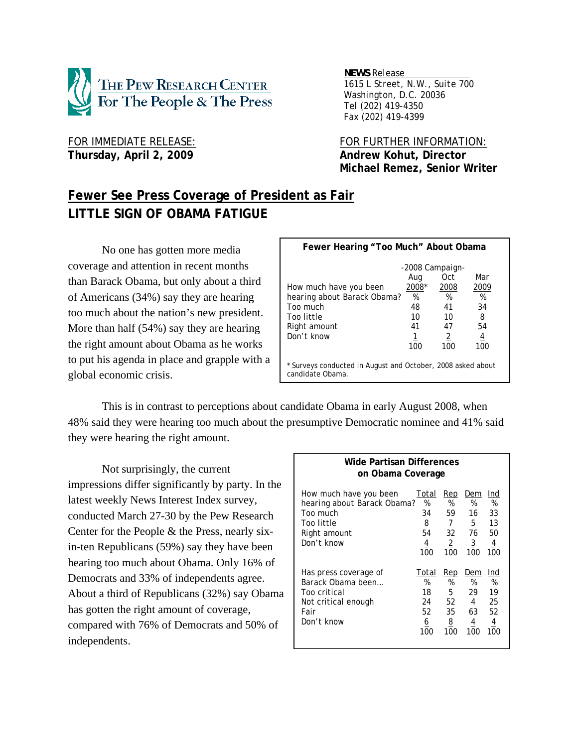**THE PEW RESEARCH CENTER For The People & The Press**

**NEWS** Release
1615 L Street, N.W., Suite 700
Washington, D.C. 20036
Tel (202) 419-4350
Fax (202) 419-4399

FOR IMMEDIATE RELEASE:
**Thursday, April 2, 2009**

FOR FURTHER INFORMATION:
**Andrew Kohut, Director**
**Michael Remez, Senior Writer**

# Fewer See Press Coverage of President as Fair

## LITTLE SIGN OF OBAMA FATIGUE

No one has gotten more media coverage and attention in recent months than Barack Obama, but only about a third of Americans (34%) say they are hearing too much about the nation's new president. More than half (54%) say they are hearing the right amount about Obama as he works to put his agenda in place and grapple with a global economic crisis.

**Fewer Hearing "Too Much" About Obama**

| How much have you been hearing about Barack Obama? | -2008 Campaign- Aug 2008* | Oct 2008 | Mar 2009 |
|---|---|---|---|
| | % | % | % |
| Too much | 48 | 41 | 34 |
| Too little | 10 | 10 | 8 |
| Right amount | 41 | 47 | 54 |
| Don't know | 1 | 2 | 4 |
| | 100 | 100 | 100 |

\* Surveys conducted in August and October, 2008 asked about candidate Obama.

This is in contrast to perceptions about candidate Obama in early August 2008, when 48% said they were hearing too much about the presumptive Democratic nominee and 41% said they were hearing the right amount.

Not surprisingly, the current impressions differ significantly by party. In the latest weekly News Interest Index survey, conducted March 27-30 by the Pew Research Center for the People & the Press, nearly six-in-ten Republicans (59%) say they have been hearing too much about Obama. Only 16% of Democrats and 33% of independents agree. About a third of Republicans (32%) say Obama has gotten the right amount of coverage, compared with 76% of Democrats and 50% of independents.

**Wide Partisan Differences on Obama Coverage**

| How much have you been hearing about Barack Obama? | Total | Rep | Dem | Ind |
|---|---|---|---|---|
| | % | % | % | % |
| Too much | 34 | 59 | 16 | 33 |
| Too little | 8 | 7 | 5 | 13 |
| Right amount | 54 | 32 | 76 | 50 |
| Don't know | 4 | 2 | 3 | 4 |
| | 100 | 100 | 100 | 100 |
| **Has press coverage of Barack Obama been…** | **Total** | **Rep** | **Dem** | **Ind** |
| | % | % | % | % |
| Too critical | 18 | 5 | 29 | 19 |
| Not critical enough | 24 | 52 | 4 | 25 |
| Fair | 52 | 35 | 63 | 52 |
| Don't know | 6 | 8 | 4 | 4 |
| | 100 | 100 | 100 | 100 |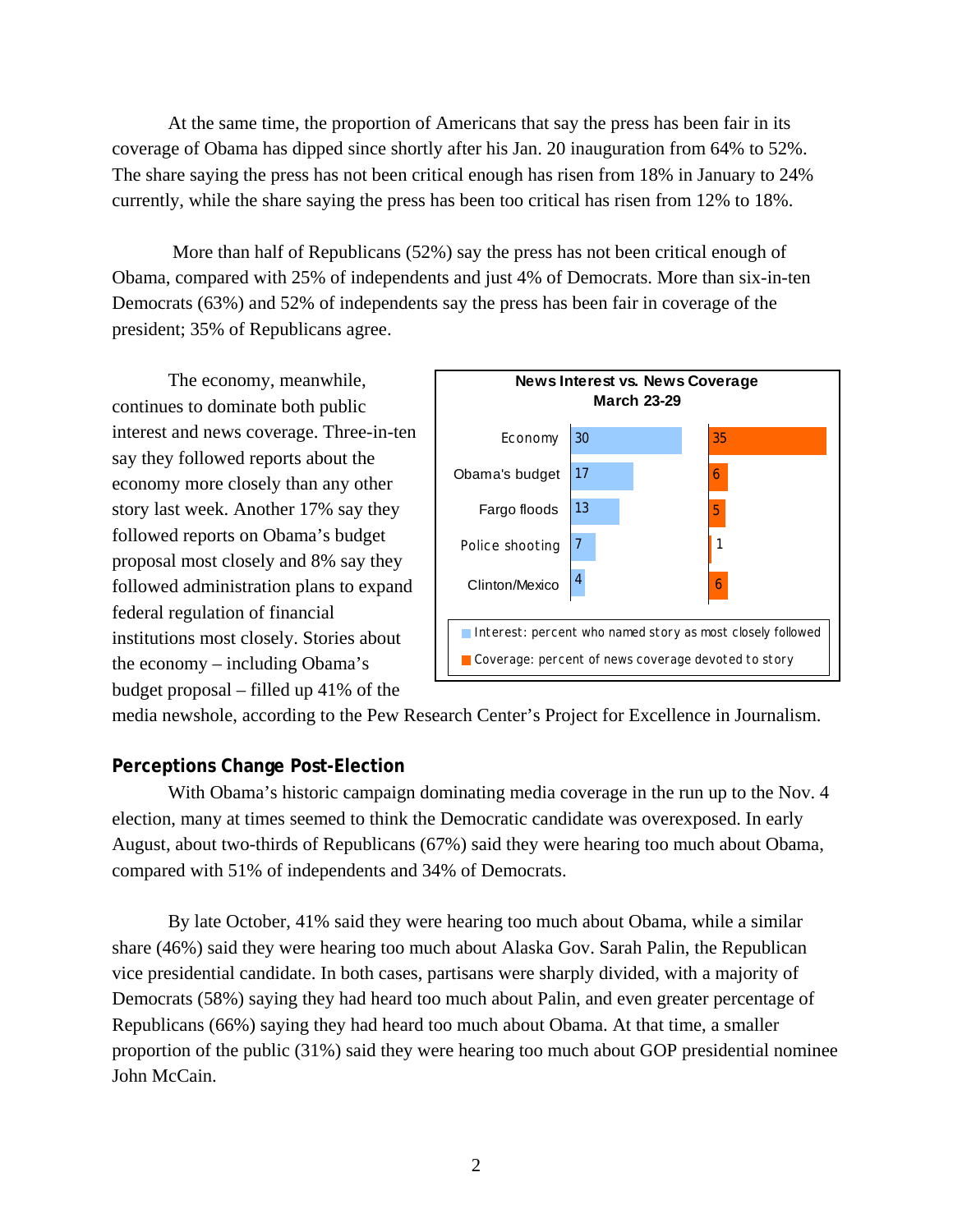At the same time, the proportion of Americans that say the press has been fair in its coverage of Obama has dipped since shortly after his Jan. 20 inauguration from 64% to 52%. The share saying the press has not been critical enough has risen from 18% in January to 24% currently, while the share saying the press has been too critical has risen from 12% to 18%.

More than half of Republicans (52%) say the press has not been critical enough of Obama, compared with 25% of independents and just 4% of Democrats. More than six-in-ten Democrats (63%) and 52% of independents say the press has been fair in coverage of the president; 35% of Republicans agree.

The economy, meanwhile, continues to dominate both public interest and news coverage. Three-in-ten say they followed reports about the economy more closely than any other story last week. Another 17% say they followed reports on Obama's budget proposal most closely and 8% say they followed administration plans to expand federal regulation of financial institutions most closely. Stories about the economy – including Obama's budget proposal – filled up 41% of the media newshole, according to the Pew Research Center's Project for Excellence in Journalism.

**News Interest vs. News Coverage**
**March 23-29**

| | Interest | Coverage |
|---|---|---|
| Economy | 30 | 35 |
| Obama's budget | 17 | 6 |
| Fargo floods | 13 | 5 |
| Police shooting | 7 | 1 |
| Clinton/Mexico | 4 | 6 |

Interest: percent who named story as most closely followed
Coverage: percent of news coverage devoted to story

## Perceptions Change Post-Election

With Obama's historic campaign dominating media coverage in the run up to the Nov. 4 election, many at times seemed to think the Democratic candidate was overexposed. In early August, about two-thirds of Republicans (67%) said they were hearing too much about Obama, compared with 51% of independents and 34% of Democrats.

By late October, 41% said they were hearing too much about Obama, while a similar share (46%) said they were hearing too much about Alaska Gov. Sarah Palin, the Republican vice presidential candidate. In both cases, partisans were sharply divided, with a majority of Democrats (58%) saying they had heard too much about Palin, and even greater percentage of Republicans (66%) saying they had heard too much about Obama. At that time, a smaller proportion of the public (31%) said they were hearing too much about GOP presidential nominee John McCain.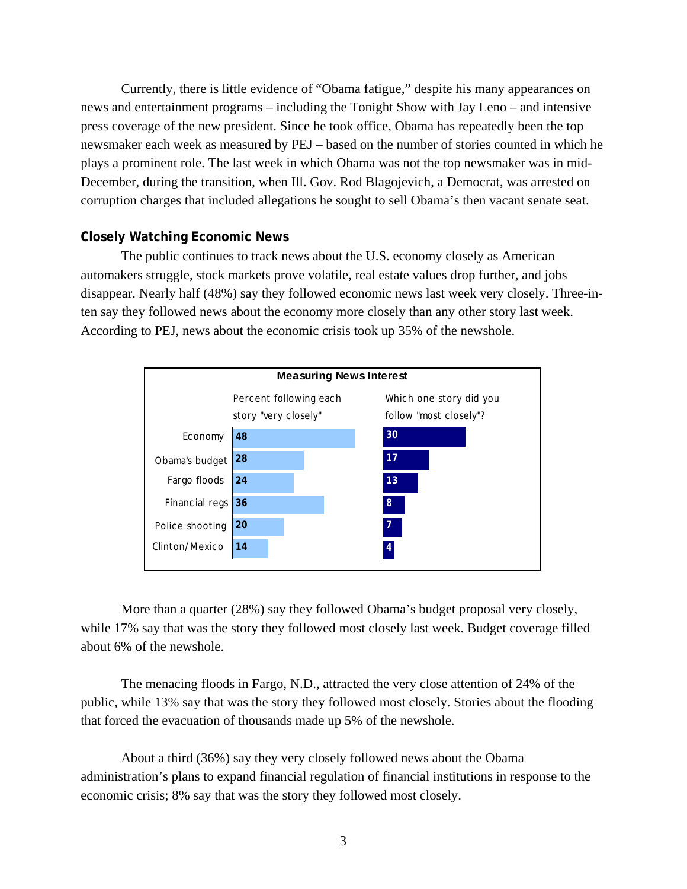Currently, there is little evidence of "Obama fatigue," despite his many appearances on news and entertainment programs – including the Tonight Show with Jay Leno – and intensive press coverage of the new president. Since he took office, Obama has repeatedly been the top newsmaker each week as measured by PEJ – based on the number of stories counted in which he plays a prominent role. The last week in which Obama was not the top newsmaker was in mid-December, during the transition, when Ill. Gov. Rod Blagojevich, a Democrat, was arrested on corruption charges that included allegations he sought to sell Obama's then vacant senate seat.

## Closely Watching Economic News

The public continues to track news about the U.S. economy closely as American automakers struggle, stock markets prove volatile, real estate values drop further, and jobs disappear. Nearly half (48%) say they followed economic news last week very closely. Three-in-ten say they followed news about the economy more closely than any other story last week. According to PEJ, news about the economic crisis took up 35% of the newshole.

**Measuring News Interest**

| | Percent following each story "very closely" | Which one story did you follow "most closely"? |
|---|---|---|
| Economy | 48 | 30 |
| Obama's budget | 28 | 17 |
| Fargo floods | 24 | 13 |
| Financial regs | 36 | 8 |
| Police shooting | 20 | 7 |
| Clinton/Mexico | 14 | 4 |

More than a quarter (28%) say they followed Obama's budget proposal very closely, while 17% say that was the story they followed most closely last week. Budget coverage filled about 6% of the newshole.

The menacing floods in Fargo, N.D., attracted the very close attention of 24% of the public, while 13% say that was the story they followed most closely. Stories about the flooding that forced the evacuation of thousands made up 5% of the newshole.

About a third (36%) say they very closely followed news about the Obama administration's plans to expand financial regulation of financial institutions in response to the economic crisis; 8% say that was the story they followed most closely.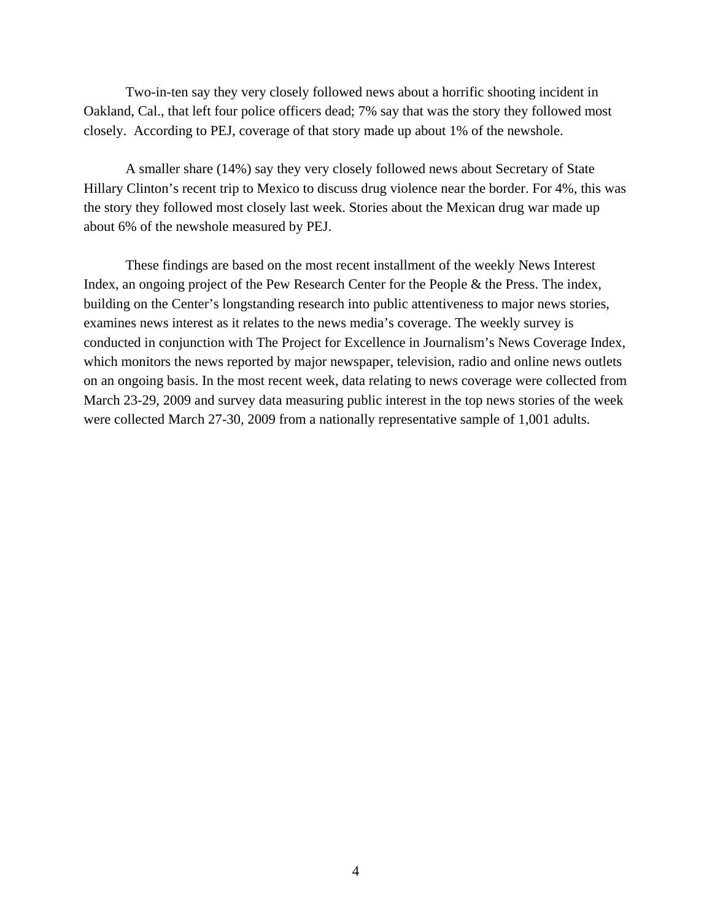Two-in-ten say they very closely followed news about a horrific shooting incident in Oakland, Cal., that left four police officers dead; 7% say that was the story they followed most closely. According to PEJ, coverage of that story made up about 1% of the newshole.

A smaller share (14%) say they very closely followed news about Secretary of State Hillary Clinton's recent trip to Mexico to discuss drug violence near the border. For 4%, this was the story they followed most closely last week. Stories about the Mexican drug war made up about 6% of the newshole measured by PEJ.

These findings are based on the most recent installment of the weekly News Interest Index, an ongoing project of the Pew Research Center for the People & the Press. The index, building on the Center's longstanding research into public attentiveness to major news stories, examines news interest as it relates to the news media's coverage. The weekly survey is conducted in conjunction with The Project for Excellence in Journalism's News Coverage Index, which monitors the news reported by major newspaper, television, radio and online news outlets on an ongoing basis. In the most recent week, data relating to news coverage were collected from March 23-29, 2009 and survey data measuring public interest in the top news stories of the week were collected March 27-30, 2009 from a nationally representative sample of 1,001 adults.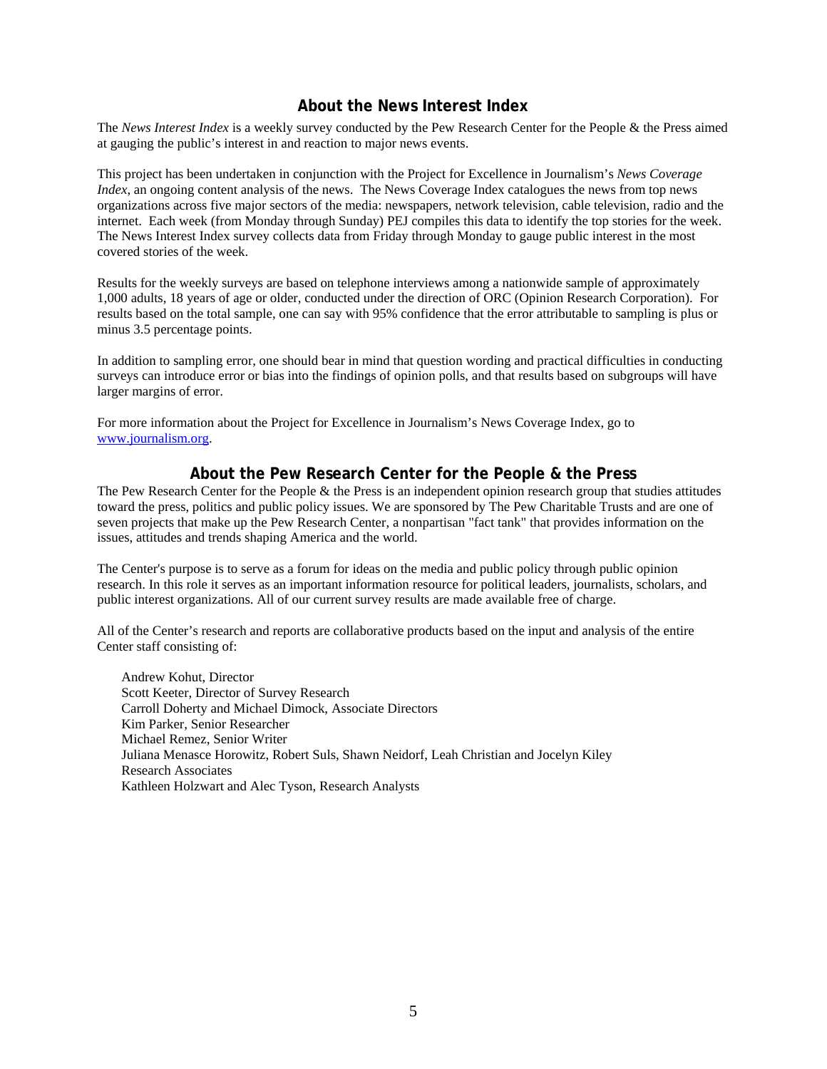## About the News Interest Index

The *News Interest Index* is a weekly survey conducted by the Pew Research Center for the People & the Press aimed at gauging the public's interest in and reaction to major news events.

This project has been undertaken in conjunction with the Project for Excellence in Journalism's *News Coverage Index*, an ongoing content analysis of the news. The News Coverage Index catalogues the news from top news organizations across five major sectors of the media: newspapers, network television, cable television, radio and the internet. Each week (from Monday through Sunday) PEJ compiles this data to identify the top stories for the week. The News Interest Index survey collects data from Friday through Monday to gauge public interest in the most covered stories of the week.

Results for the weekly surveys are based on telephone interviews among a nationwide sample of approximately 1,000 adults, 18 years of age or older, conducted under the direction of ORC (Opinion Research Corporation). For results based on the total sample, one can say with 95% confidence that the error attributable to sampling is plus or minus 3.5 percentage points.

In addition to sampling error, one should bear in mind that question wording and practical difficulties in conducting surveys can introduce error or bias into the findings of opinion polls, and that results based on subgroups will have larger margins of error.

For more information about the Project for Excellence in Journalism's News Coverage Index, go to www.journalism.org.

## About the Pew Research Center for the People & the Press

The Pew Research Center for the People & the Press is an independent opinion research group that studies attitudes toward the press, politics and public policy issues. We are sponsored by The Pew Charitable Trusts and are one of seven projects that make up the Pew Research Center, a nonpartisan "fact tank" that provides information on the issues, attitudes and trends shaping America and the world.

The Center's purpose is to serve as a forum for ideas on the media and public policy through public opinion research. In this role it serves as an important information resource for political leaders, journalists, scholars, and public interest organizations. All of our current survey results are made available free of charge.

All of the Center's research and reports are collaborative products based on the input and analysis of the entire Center staff consisting of:

Andrew Kohut, Director
Scott Keeter, Director of Survey Research
Carroll Doherty and Michael Dimock, Associate Directors
Kim Parker, Senior Researcher
Michael Remez, Senior Writer
Juliana Menasce Horowitz, Robert Suls, Shawn Neidorf, Leah Christian and Jocelyn Kiley
Research Associates
Kathleen Holzwart and Alec Tyson, Research Analysts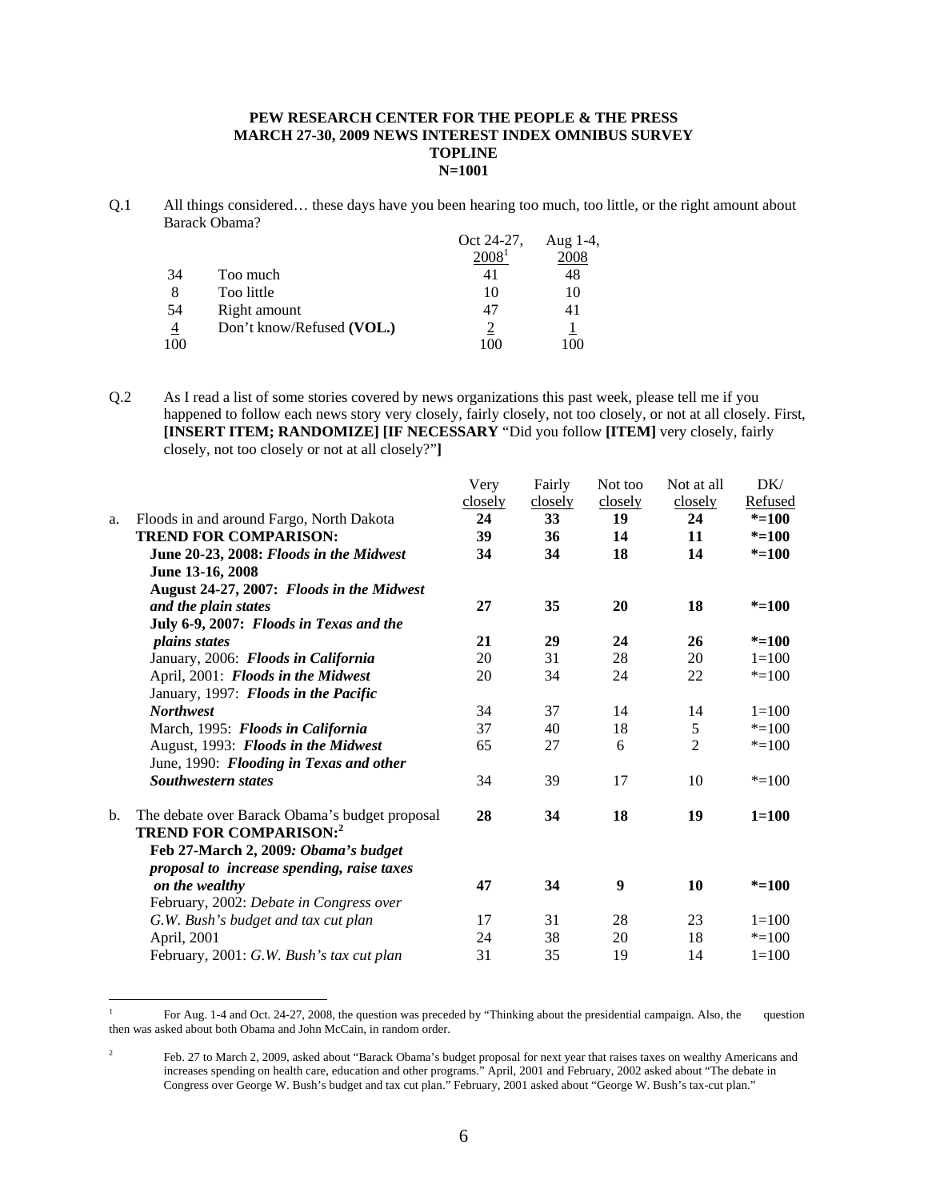**PEW RESEARCH CENTER FOR THE PEOPLE & THE PRESS**
**MARCH 27-30, 2009 NEWS INTEREST INDEX OMNIBUS SURVEY**
**TOPLINE**
**N=1001**

Q.1 All things considered… these days have you been hearing too much, too little, or the right amount about Barack Obama?

| | | Oct 24-27, 2008[1] | Aug 1-4, 2008 |
|---|---|---|---|
| 34 | Too much | 41 | 48 |
| 8 | Too little | 10 | 10 |
| 54 | Right amount | 47 | 41 |
| 4 | Don't know/Refused **(VOL.)** | 2 | 1 |
| 100 | | 100 | 100 |

Q.2 As I read a list of some stories covered by news organizations this past week, please tell me if you happened to follow each news story very closely, fairly closely, not too closely, or not at all closely. First, **[INSERT ITEM; RANDOMIZE] [IF NECESSARY** "Did you follow **[ITEM]** very closely, fairly closely, not too closely or not at all closely?"**]**

| | Very closely | Fairly closely | Not too closely | Not at all closely | DK/ Refused |
|---|---|---|---|---|---|
| a. Floods in and around Fargo, North Dakota | **24** | **33** | **19** | **24** | **\*=100** |
| **TREND FOR COMPARISON:** | **39** | **36** | **14** | **11** | **\*=100** |
| **June 20-23, 2008:** ***Floods in the Midwest*** | **34** | **34** | **18** | **14** | **\*=100** |
| **June 13-16, 2008** | | | | | |
| **August 24-27, 2007:** ***Floods in the Midwest and the plain states*** | **27** | **35** | **20** | **18** | **\*=100** |
| **July 6-9, 2007:** ***Floods in Texas and the plains states*** | **21** | **29** | **24** | **26** | **\*=100** |
| January, 2006: ***Floods in California*** | 20 | 31 | 28 | 20 | 1=100 |
| April, 2001: ***Floods in the Midwest*** | 20 | 34 | 24 | 22 | \*=100 |
| January, 1997: ***Floods in the Pacific Northwest*** | 34 | 37 | 14 | 14 | 1=100 |
| March, 1995: ***Floods in California*** | 37 | 40 | 18 | 5 | \*=100 |
| August, 1993: ***Floods in the Midwest*** | 65 | 27 | 6 | 2 | \*=100 |
| June, 1990: ***Flooding in Texas and other Southwestern states*** | 34 | 39 | 17 | 10 | \*=100 |
| b. The debate over Barack Obama's budget proposal | **28** | **34** | **18** | **19** | **1=100** |
| **TREND FOR COMPARISON:**[2] | | | | | |
| **Feb 27-March 2, 2009:** ***Obama's budget proposal to increase spending, raise taxes on the wealthy*** | **47** | **34** | **9** | **10** | **\*=100** |
| February, 2002: *Debate in Congress over G.W. Bush's budget and tax cut plan* | 17 | 31 | 28 | 23 | 1=100 |
| April, 2001 | 24 | 38 | 20 | 18 | \*=100 |
| February, 2001: *G.W. Bush's tax cut plan* | 31 | 35 | 19 | 14 | 1=100 |

[1] For Aug. 1-4 and Oct. 24-27, 2008, the question was preceded by "Thinking about the presidential campaign. Also, the question then was asked about both Obama and John McCain, in random order.

[2] Feb. 27 to March 2, 2009, asked about "Barack Obama's budget proposal for next year that raises taxes on wealthy Americans and increases spending on health care, education and other programs." April, 2001 and February, 2002 asked about "The debate in Congress over George W. Bush's budget and tax cut plan." February, 2001 asked about "George W. Bush's tax-cut plan."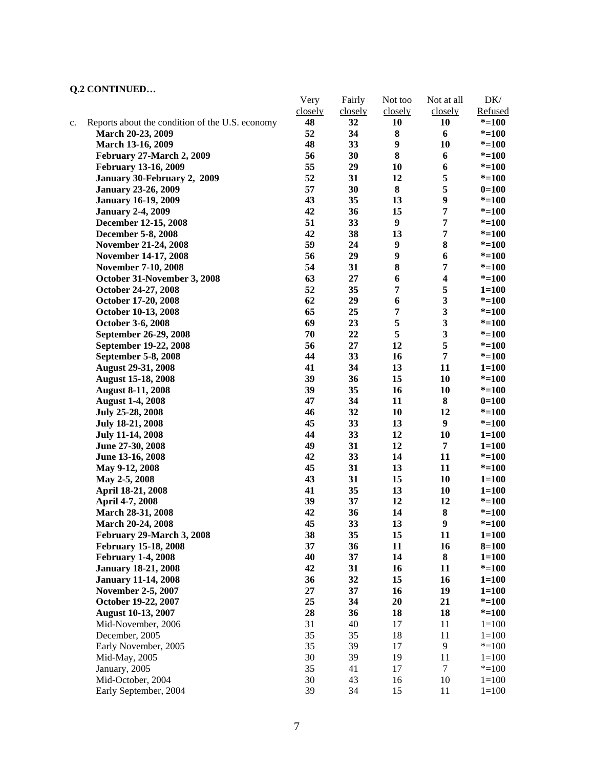**Q.2 CONTINUED…**

| | Very closely | Fairly closely | Not too closely | Not at all closely | DK/ Refused |
|---|---|---|---|---|---|
| c. Reports about the condition of the U.S. economy | **48** | **32** | **10** | **10** | **\*=100** |
| **March 20-23, 2009** | **52** | **34** | **8** | **6** | **\*=100** |
| **March 13-16, 2009** | **48** | **33** | **9** | **10** | **\*=100** |
| **February 27-March 2, 2009** | **56** | **30** | **8** | **6** | **\*=100** |
| **February 13-16, 2009** | **55** | **29** | **10** | **6** | **\*=100** |
| **January 30-February 2, 2009** | **52** | **31** | **12** | **5** | **\*=100** |
| **January 23-26, 2009** | **57** | **30** | **8** | **5** | **0=100** |
| **January 16-19, 2009** | **43** | **35** | **13** | **9** | **\*=100** |
| **January 2-4, 2009** | **42** | **36** | **15** | **7** | **\*=100** |
| **December 12-15, 2008** | **51** | **33** | **9** | **7** | **\*=100** |
| **December 5-8, 2008** | **42** | **38** | **13** | **7** | **\*=100** |
| **November 21-24, 2008** | **59** | **24** | **9** | **8** | **\*=100** |
| **November 14-17, 2008** | **56** | **29** | **9** | **6** | **\*=100** |
| **November 7-10, 2008** | **54** | **31** | **8** | **7** | **\*=100** |
| **October 31-November 3, 2008** | **63** | **27** | **6** | **4** | **\*=100** |
| **October 24-27, 2008** | **52** | **35** | **7** | **5** | **1=100** |
| **October 17-20, 2008** | **62** | **29** | **6** | **3** | **\*=100** |
| **October 10-13, 2008** | **65** | **25** | **7** | **3** | **\*=100** |
| **October 3-6, 2008** | **69** | **23** | **5** | **3** | **\*=100** |
| **September 26-29, 2008** | **70** | **22** | **5** | **3** | **\*=100** |
| **September 19-22, 2008** | **56** | **27** | **12** | **5** | **\*=100** |
| **September 5-8, 2008** | **44** | **33** | **16** | **7** | **\*=100** |
| **August 29-31, 2008** | **41** | **34** | **13** | **11** | **1=100** |
| **August 15-18, 2008** | **39** | **36** | **15** | **10** | **\*=100** |
| **August 8-11, 2008** | **39** | **35** | **16** | **10** | **\*=100** |
| **August 1-4, 2008** | **47** | **34** | **11** | **8** | **0=100** |
| **July 25-28, 2008** | **46** | **32** | **10** | **12** | **\*=100** |
| **July 18-21, 2008** | **45** | **33** | **13** | **9** | **\*=100** |
| **July 11-14, 2008** | **44** | **33** | **12** | **10** | **1=100** |
| **June 27-30, 2008** | **49** | **31** | **12** | **7** | **1=100** |
| **June 13-16, 2008** | **42** | **33** | **14** | **11** | **\*=100** |
| **May 9-12, 2008** | **45** | **31** | **13** | **11** | **\*=100** |
| **May 2-5, 2008** | **43** | **31** | **15** | **10** | **1=100** |
| **April 18-21, 2008** | **41** | **35** | **13** | **10** | **1=100** |
| **April 4-7, 2008** | **39** | **37** | **12** | **12** | **\*=100** |
| **March 28-31, 2008** | **42** | **36** | **14** | **8** | **\*=100** |
| **March 20-24, 2008** | **45** | **33** | **13** | **9** | **\*=100** |
| **February 29-March 3, 2008** | **38** | **35** | **15** | **11** | **1=100** |
| **February 15-18, 2008** | **37** | **36** | **11** | **16** | **8=100** |
| **February 1-4, 2008** | **40** | **37** | **14** | **8** | **1=100** |
| **January 18-21, 2008** | **42** | **31** | **16** | **11** | **\*=100** |
| **January 11-14, 2008** | **36** | **32** | **15** | **16** | **1=100** |
| **November 2-5, 2007** | **27** | **37** | **16** | **19** | **1=100** |
| **October 19-22, 2007** | **25** | **34** | **20** | **21** | **\*=100** |
| **August 10-13, 2007** | **28** | **36** | **18** | **18** | **\*=100** |
| Mid-November, 2006 | 31 | 40 | 17 | 11 | 1=100 |
| December, 2005 | 35 | 35 | 18 | 11 | 1=100 |
| Early November, 2005 | 35 | 39 | 17 | 9 | \*=100 |
| Mid-May, 2005 | 30 | 39 | 19 | 11 | 1=100 |
| January, 2005 | 35 | 41 | 17 | 7 | \*=100 |
| Mid-October, 2004 | 30 | 43 | 16 | 10 | 1=100 |
| Early September, 2004 | 39 | 34 | 15 | 11 | 1=100 |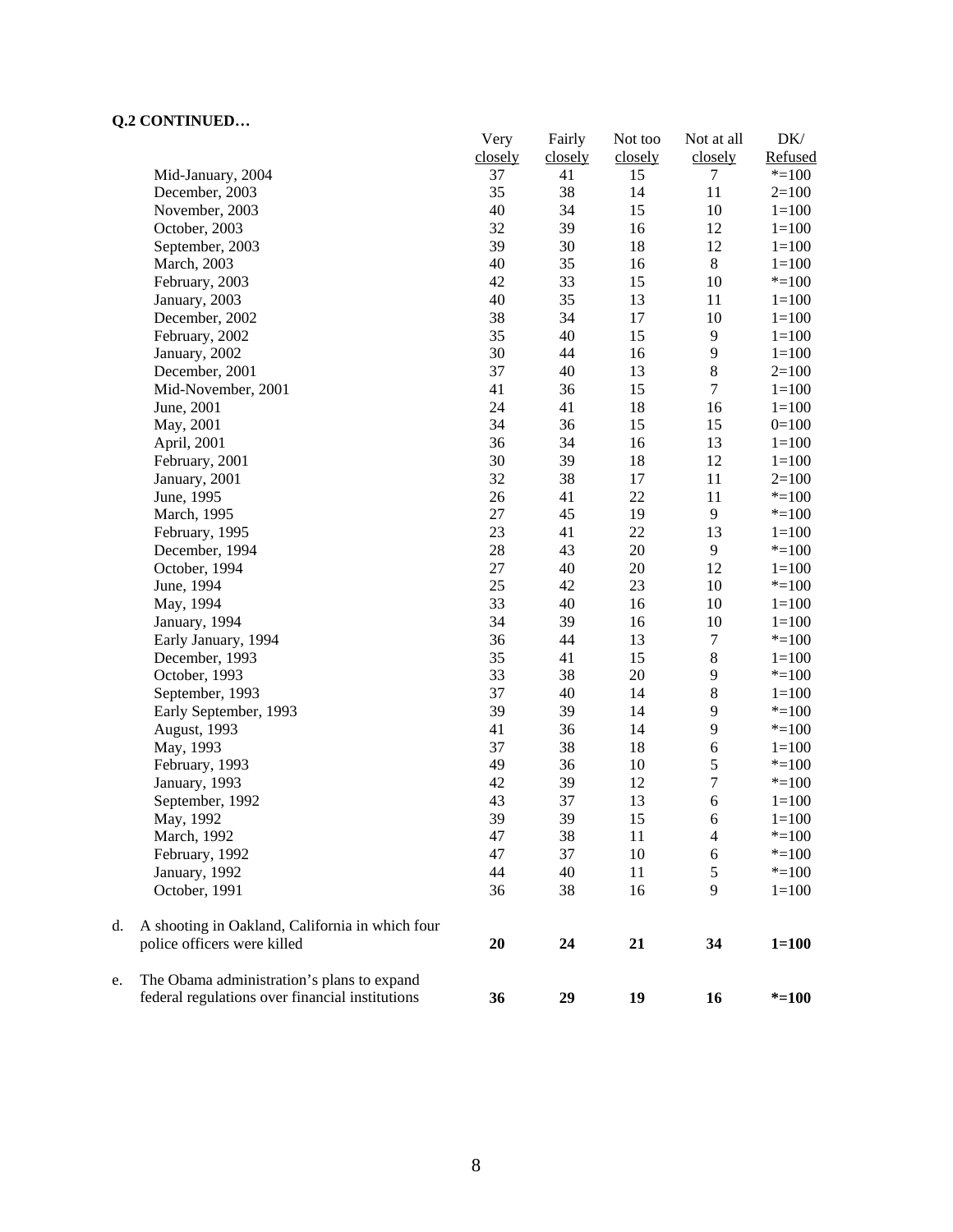**Q.2 CONTINUED…**

| | Very closely | Fairly closely | Not too closely | Not at all closely | DK/ Refused |
|---|---|---|---|---|---|
| Mid-January, 2004 | 37 | 41 | 15 | 7 | *=100 |
| December, 2003 | 35 | 38 | 14 | 11 | 2=100 |
| November, 2003 | 40 | 34 | 15 | 10 | 1=100 |
| October, 2003 | 32 | 39 | 16 | 12 | 1=100 |
| September, 2003 | 39 | 30 | 18 | 12 | 1=100 |
| March, 2003 | 40 | 35 | 16 | 8 | 1=100 |
| February, 2003 | 42 | 33 | 15 | 10 | *=100 |
| January, 2003 | 40 | 35 | 13 | 11 | 1=100 |
| December, 2002 | 38 | 34 | 17 | 10 | 1=100 |
| February, 2002 | 35 | 40 | 15 | 9 | 1=100 |
| January, 2002 | 30 | 44 | 16 | 9 | 1=100 |
| December, 2001 | 37 | 40 | 13 | 8 | 2=100 |
| Mid-November, 2001 | 41 | 36 | 15 | 7 | 1=100 |
| June, 2001 | 24 | 41 | 18 | 16 | 1=100 |
| May, 2001 | 34 | 36 | 15 | 15 | 0=100 |
| April, 2001 | 36 | 34 | 16 | 13 | 1=100 |
| February, 2001 | 30 | 39 | 18 | 12 | 1=100 |
| January, 2001 | 32 | 38 | 17 | 11 | 2=100 |
| June, 1995 | 26 | 41 | 22 | 11 | *=100 |
| March, 1995 | 27 | 45 | 19 | 9 | *=100 |
| February, 1995 | 23 | 41 | 22 | 13 | 1=100 |
| December, 1994 | 28 | 43 | 20 | 9 | *=100 |
| October, 1994 | 27 | 40 | 20 | 12 | 1=100 |
| June, 1994 | 25 | 42 | 23 | 10 | *=100 |
| May, 1994 | 33 | 40 | 16 | 10 | 1=100 |
| January, 1994 | 34 | 39 | 16 | 10 | 1=100 |
| Early January, 1994 | 36 | 44 | 13 | 7 | *=100 |
| December, 1993 | 35 | 41 | 15 | 8 | 1=100 |
| October, 1993 | 33 | 38 | 20 | 9 | *=100 |
| September, 1993 | 37 | 40 | 14 | 8 | 1=100 |
| Early September, 1993 | 39 | 39 | 14 | 9 | *=100 |
| August, 1993 | 41 | 36 | 14 | 9 | *=100 |
| May, 1993 | 37 | 38 | 18 | 6 | 1=100 |
| February, 1993 | 49 | 36 | 10 | 5 | *=100 |
| January, 1993 | 42 | 39 | 12 | 7 | *=100 |
| September, 1992 | 43 | 37 | 13 | 6 | 1=100 |
| May, 1992 | 39 | 39 | 15 | 6 | 1=100 |
| March, 1992 | 47 | 38 | 11 | 4 | *=100 |
| February, 1992 | 47 | 37 | 10 | 6 | *=100 |
| January, 1992 | 44 | 40 | 11 | 5 | *=100 |
| October, 1991 | 36 | 38 | 16 | 9 | 1=100 |
| d. A shooting in Oakland, California in which four police officers were killed | **20** | **24** | **21** | **34** | **1=100** |
| e. The Obama administration's plans to expand federal regulations over financial institutions | **36** | **29** | **19** | **16** | ***=100** |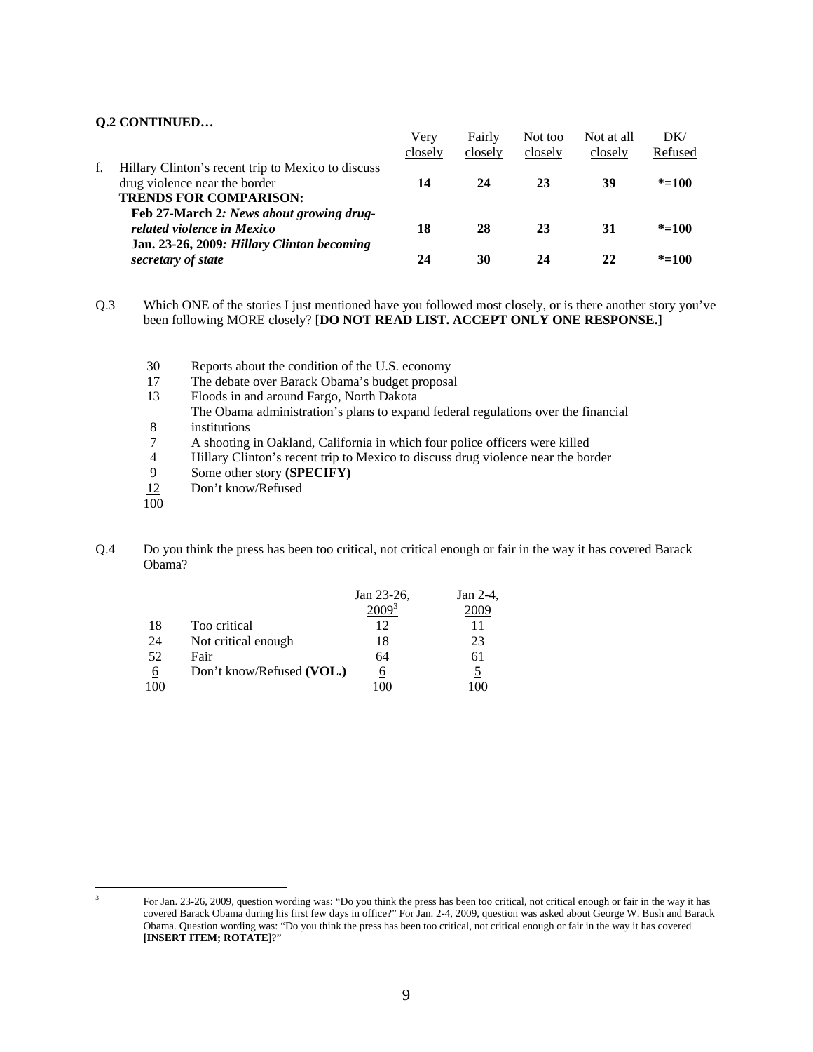**Q.2 CONTINUED…**

| | Very closely | Fairly closely | Not too closely | Not at all closely | DK/ Refused |
|---|---|---|---|---|---|
| f. Hillary Clinton's recent trip to Mexico to discuss drug violence near the border | **14** | **24** | **23** | **39** | ***=100** |
| **TRENDS FOR COMPARISON:** | | | | | |
| **Feb 27-March 2*: News about growing drug-related violence in Mexico*** | **18** | **28** | **23** | **31** | ***=100** |
| **Jan. 23-26, 2009*: Hillary Clinton becoming secretary of state*** | **24** | **30** | **24** | **22** | ***=100** |

Q.3 Which ONE of the stories I just mentioned have you followed most closely, or is there another story you've been following MORE closely? [**DO NOT READ LIST. ACCEPT ONLY ONE RESPONSE.]**

| | |
|---|---|
| 30 | Reports about the condition of the U.S. economy |
| 17 | The debate over Barack Obama's budget proposal |
| 13 | Floods in and around Fargo, North Dakota |
| 8 | The Obama administration's plans to expand federal regulations over the financial institutions |
| 7 | A shooting in Oakland, California in which four police officers were killed |
| 4 | Hillary Clinton's recent trip to Mexico to discuss drug violence near the border |
| 9 | Some other story **(SPECIFY)** |
| 12 | Don't know/Refused |
| 100 | |

Q.4 Do you think the press has been too critical, not critical enough or fair in the way it has covered Barack Obama?

| | | Jan 23-26, 2009[3] | Jan 2-4, 2009 |
|---|---|---|---|
| 18 | Too critical | 12 | 11 |
| 24 | Not critical enough | 18 | 23 |
| 52 | Fair | 64 | 61 |
| 6 | Don't know/Refused **(VOL.)** | 6 | 5 |
| 100 | | 100 | 100 |

[3] For Jan. 23-26, 2009, question wording was: "Do you think the press has been too critical, not critical enough or fair in the way it has covered Barack Obama during his first few days in office?" For Jan. 2-4, 2009, question was asked about George W. Bush and Barack Obama. Question wording was: "Do you think the press has been too critical, not critical enough or fair in the way it has covered **[INSERT ITEM; ROTATE]**?"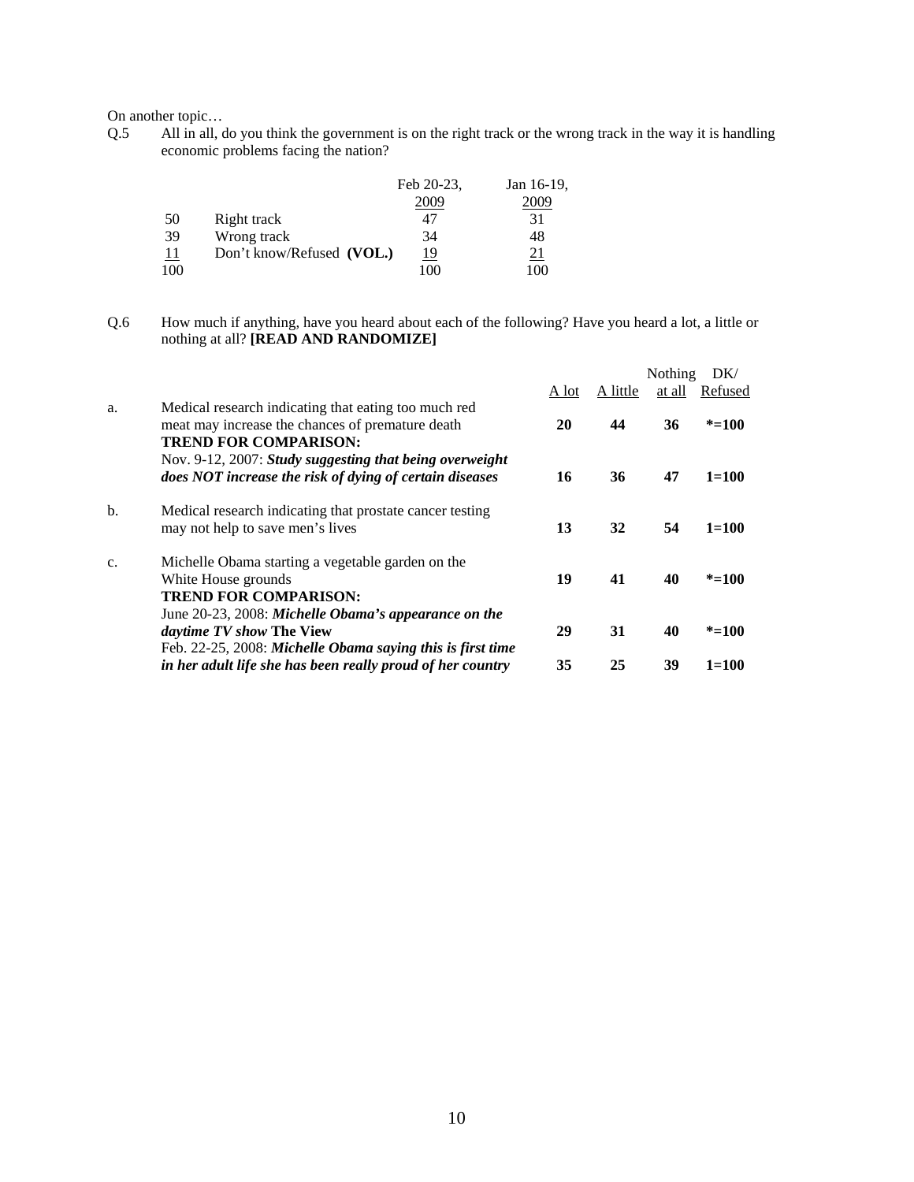On another topic…

Q.5 All in all, do you think the government is on the right track or the wrong track in the way it is handling economic problems facing the nation?

| | | Feb 20-23, 2009 | Jan 16-19, 2009 |
|---|---|---|---|
| 50 | Right track | 47 | 31 |
| 39 | Wrong track | 34 | 48 |
| 11 | Don't know/Refused **(VOL.)** | 19 | 21 |
| 100 | | 100 | 100 |

Q.6 How much if anything, have you heard about each of the following? Have you heard a lot, a little or nothing at all? **[READ AND RANDOMIZE]**

| | | A lot | A little | Nothing at all | DK/ Refused |
|---|---|---|---|---|---|
| a. | Medical research indicating that eating too much red meat may increase the chances of premature death | **20** | **44** | **36** | ***=100** |
| | **TREND FOR COMPARISON:** | | | | |
| | Nov. 9-12, 2007: ***Study suggesting that being overweight does NOT increase the risk of dying of certain diseases*** | **16** | **36** | **47** | **1=100** |
| b. | Medical research indicating that prostate cancer testing may not help to save men's lives | **13** | **32** | **54** | **1=100** |
| c. | Michelle Obama starting a vegetable garden on the White House grounds | **19** | **41** | **40** | ***=100** |
| | **TREND FOR COMPARISON:** | | | | |
| | June 20-23, 2008: ***Michelle Obama's appearance on the daytime TV show*** **The View** | **29** | **31** | **40** | ***=100** |
| | Feb. 22-25, 2008: ***Michelle Obama saying this is first time in her adult life she has been really proud of her country*** | **35** | **25** | **39** | **1=100** |